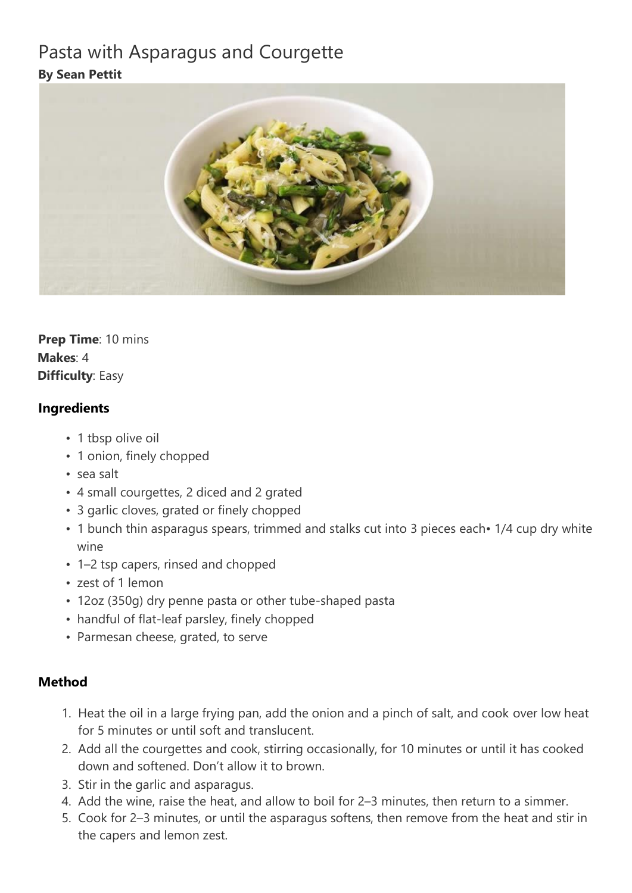# Pasta with Asparagus and Courgette

**By Sean Pettit**

**Prep Time**: 10 mins
**Makes**: 4
**Difficulty**: Easy

### Ingredients

- 1 tbsp olive oil
- 1 onion, finely chopped
- sea salt
- 4 small courgettes, 2 diced and 2 grated
- 3 garlic cloves, grated or finely chopped
- 1 bunch thin asparagus spears, trimmed and stalks cut into 3 pieces each• 1/4 cup dry white wine
- 1–2 tsp capers, rinsed and chopped
- zest of 1 lemon
- 12oz (350g) dry penne pasta or other tube-shaped pasta
- handful of flat-leaf parsley, finely chopped
- Parmesan cheese, grated, to serve

### Method

1. Heat the oil in a large frying pan, add the onion and a pinch of salt, and cook over low heat for 5 minutes or until soft and translucent.
2. Add all the courgettes and cook, stirring occasionally, for 10 minutes or until it has cooked down and softened. Don't allow it to brown.
3. Stir in the garlic and asparagus.
4. Add the wine, raise the heat, and allow to boil for 2–3 minutes, then return to a simmer.
5. Cook for 2–3 minutes, or until the asparagus softens, then remove from the heat and stir in the capers and lemon zest.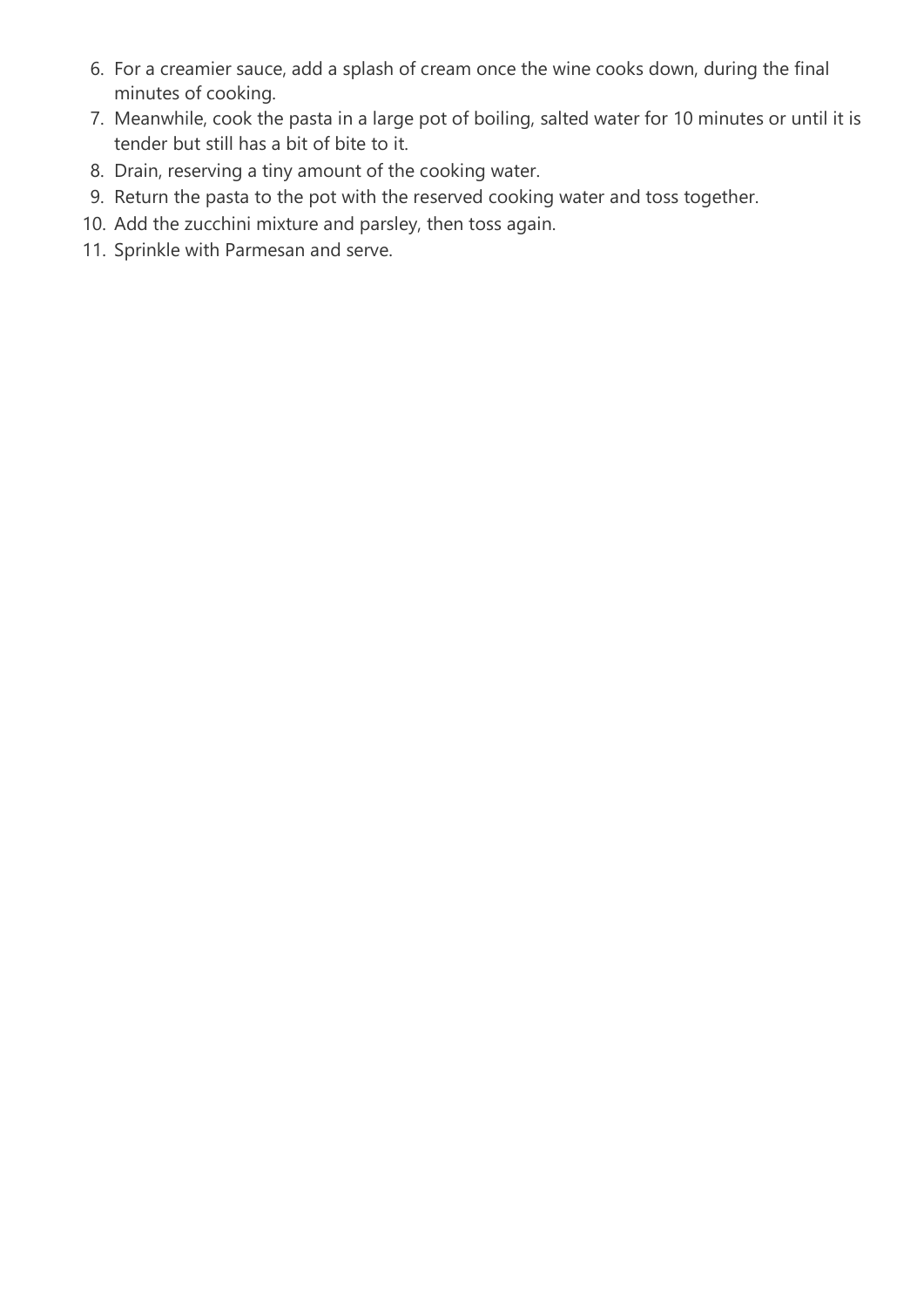6. For a creamier sauce, add a splash of cream once the wine cooks down, during the final minutes of cooking.
7. Meanwhile, cook the pasta in a large pot of boiling, salted water for 10 minutes or until it is tender but still has a bit of bite to it.
8. Drain, reserving a tiny amount of the cooking water.
9. Return the pasta to the pot with the reserved cooking water and toss together.
10. Add the zucchini mixture and parsley, then toss again.
11. Sprinkle with Parmesan and serve.